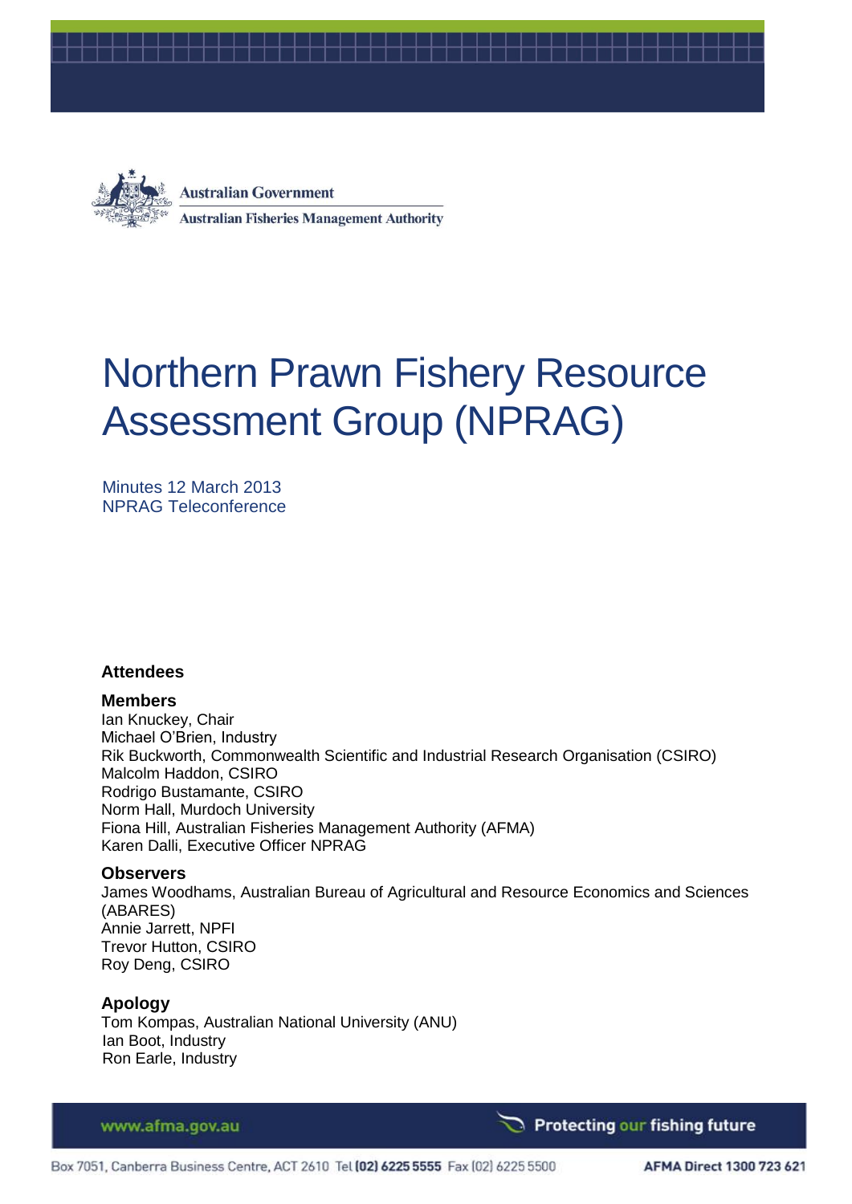Australian Government

Australian Fisheries Management Authority

# Northern Prawn Fishery Resource Assessment Group (NPRAG)

Minutes 12 March 2013
NPRAG Teleconference

## Attendees

### Members

Ian Knuckey, Chair
Michael O'Brien, Industry
Rik Buckworth, Commonwealth Scientific and Industrial Research Organisation (CSIRO)
Malcolm Haddon, CSIRO
Rodrigo Bustamante, CSIRO
Norm Hall, Murdoch University
Fiona Hill, Australian Fisheries Management Authority (AFMA)
Karen Dalli, Executive Officer NPRAG

### Observers

James Woodhams, Australian Bureau of Agricultural and Resource Economics and Sciences (ABARES)
Annie Jarrett, NPFI
Trevor Hutton, CSIRO
Roy Deng, CSIRO

### Apology

Tom Kompas, Australian National University (ANU)
Ian Boot, Industry
Ron Earle, Industry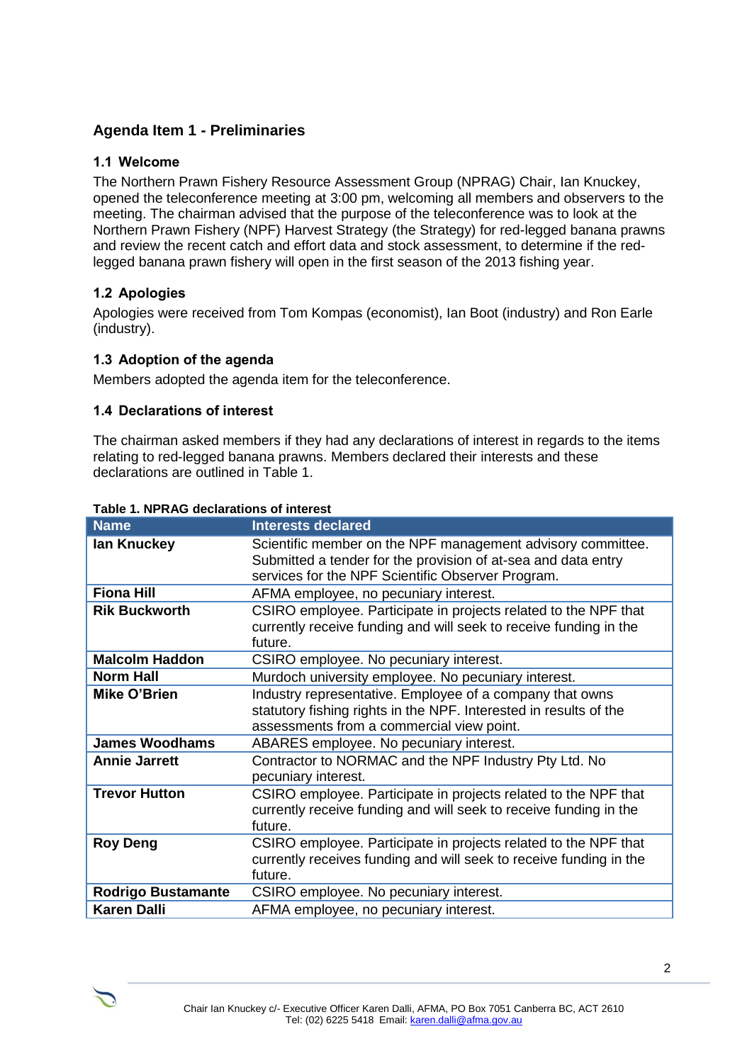## Agenda Item 1 - Preliminaries

### 1.1 Welcome

The Northern Prawn Fishery Resource Assessment Group (NPRAG) Chair, Ian Knuckey, opened the teleconference meeting at 3:00 pm, welcoming all members and observers to the meeting. The chairman advised that the purpose of the teleconference was to look at the Northern Prawn Fishery (NPF) Harvest Strategy (the Strategy) for red-legged banana prawns and review the recent catch and effort data and stock assessment, to determine if the red-legged banana prawn fishery will open in the first season of the 2013 fishing year.

### 1.2 Apologies

Apologies were received from Tom Kompas (economist), Ian Boot (industry) and Ron Earle (industry).

### 1.3 Adoption of the agenda

Members adopted the agenda item for the teleconference.

### 1.4 Declarations of interest

The chairman asked members if they had any declarations of interest in regards to the items relating to red-legged banana prawns. Members declared their interests and these declarations are outlined in Table 1.

**Table 1. NPRAG declarations of interest**

| Name | Interests declared |
|---|---|
| **Ian Knuckey** | Scientific member on the NPF management advisory committee. Submitted a tender for the provision of at-sea and data entry services for the NPF Scientific Observer Program. |
| **Fiona Hill** | AFMA employee, no pecuniary interest. |
| **Rik Buckworth** | CSIRO employee. Participate in projects related to the NPF that currently receive funding and will seek to receive funding in the future. |
| **Malcolm Haddon** | CSIRO employee. No pecuniary interest. |
| **Norm Hall** | Murdoch university employee. No pecuniary interest. |
| **Mike O'Brien** | Industry representative. Employee of a company that owns statutory fishing rights in the NPF. Interested in results of the assessments from a commercial view point. |
| **James Woodhams** | ABARES employee. No pecuniary interest. |
| **Annie Jarrett** | Contractor to NORMAC and the NPF Industry Pty Ltd. No pecuniary interest. |
| **Trevor Hutton** | CSIRO employee. Participate in projects related to the NPF that currently receive funding and will seek to receive funding in the future. |
| **Roy Deng** | CSIRO employee. Participate in projects related to the NPF that currently receives funding and will seek to receive funding in the future. |
| **Rodrigo Bustamante** | CSIRO employee. No pecuniary interest. |
| **Karen Dalli** | AFMA employee, no pecuniary interest. |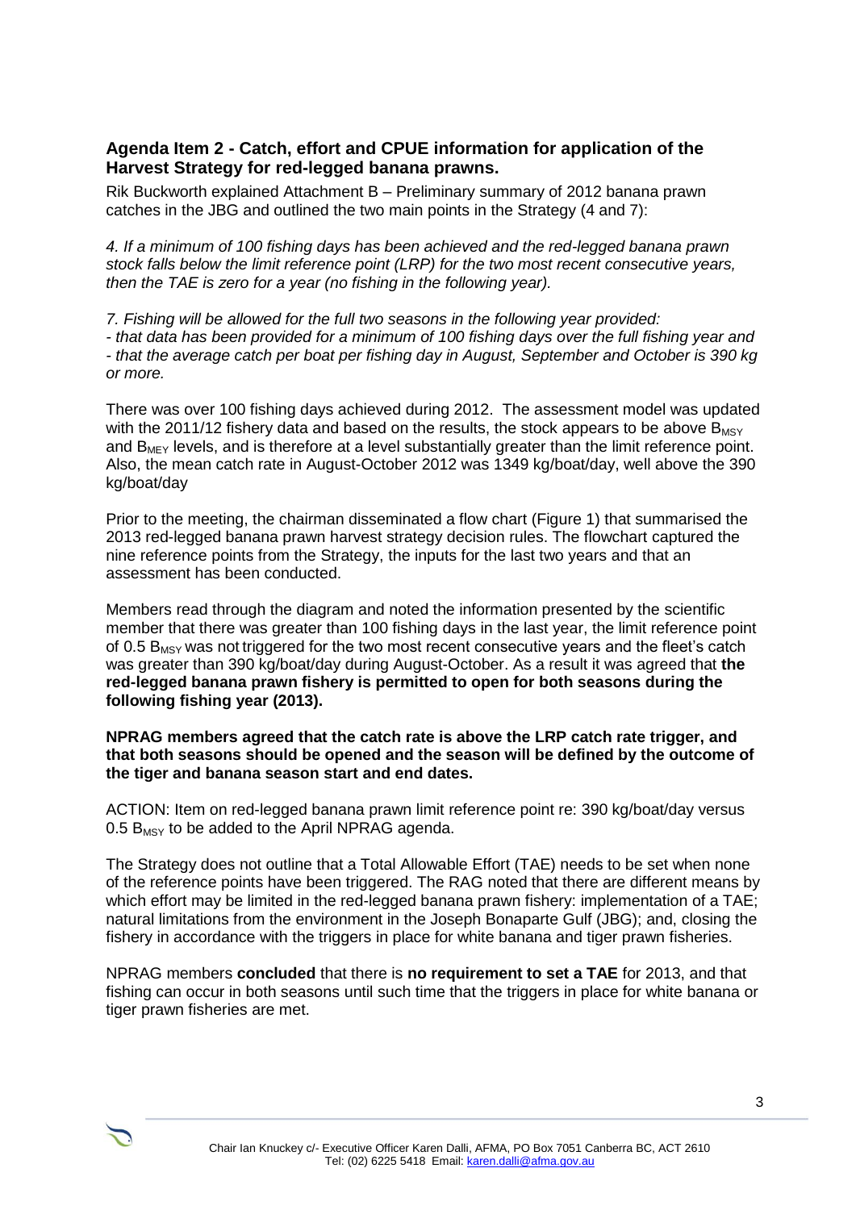### Agenda Item 2 - Catch, effort and CPUE information for application of the Harvest Strategy for red-legged banana prawns.

Rik Buckworth explained Attachment B – Preliminary summary of 2012 banana prawn catches in the JBG and outlined the two main points in the Strategy (4 and 7):

*4. If a minimum of 100 fishing days has been achieved and the red-legged banana prawn stock falls below the limit reference point (LRP) for the two most recent consecutive years, then the TAE is zero for a year (no fishing in the following year).*

*7. Fishing will be allowed for the full two seasons in the following year provided:*
*- that data has been provided for a minimum of 100 fishing days over the full fishing year and*
*- that the average catch per boat per fishing day in August, September and October is 390 kg or more.*

There was over 100 fishing days achieved during 2012. The assessment model was updated with the 2011/12 fishery data and based on the results, the stock appears to be above $B_{MSY}$ and $B_{MEY}$ levels, and is therefore at a level substantially greater than the limit reference point. Also, the mean catch rate in August-October 2012 was 1349 kg/boat/day, well above the 390 kg/boat/day

Prior to the meeting, the chairman disseminated a flow chart (Figure 1) that summarised the 2013 red-legged banana prawn harvest strategy decision rules. The flowchart captured the nine reference points from the Strategy, the inputs for the last two years and that an assessment has been conducted.

Members read through the diagram and noted the information presented by the scientific member that there was greater than 100 fishing days in the last year, the limit reference point of 0.5 $B_{MSY}$ was not triggered for the two most recent consecutive years and the fleet's catch was greater than 390 kg/boat/day during August-October. As a result it was agreed that **the red-legged banana prawn fishery is permitted to open for both seasons during the following fishing year (2013).**

**NPRAG members agreed that the catch rate is above the LRP catch rate trigger, and that both seasons should be opened and the season will be defined by the outcome of the tiger and banana season start and end dates.**

ACTION: Item on red-legged banana prawn limit reference point re: 390 kg/boat/day versus 0.5 $B_{MSY}$ to be added to the April NPRAG agenda.

The Strategy does not outline that a Total Allowable Effort (TAE) needs to be set when none of the reference points have been triggered. The RAG noted that there are different means by which effort may be limited in the red-legged banana prawn fishery: implementation of a TAE; natural limitations from the environment in the Joseph Bonaparte Gulf (JBG); and, closing the fishery in accordance with the triggers in place for white banana and tiger prawn fisheries.

NPRAG members **concluded** that there is **no requirement to set a TAE** for 2013, and that fishing can occur in both seasons until such time that the triggers in place for white banana or tiger prawn fisheries are met.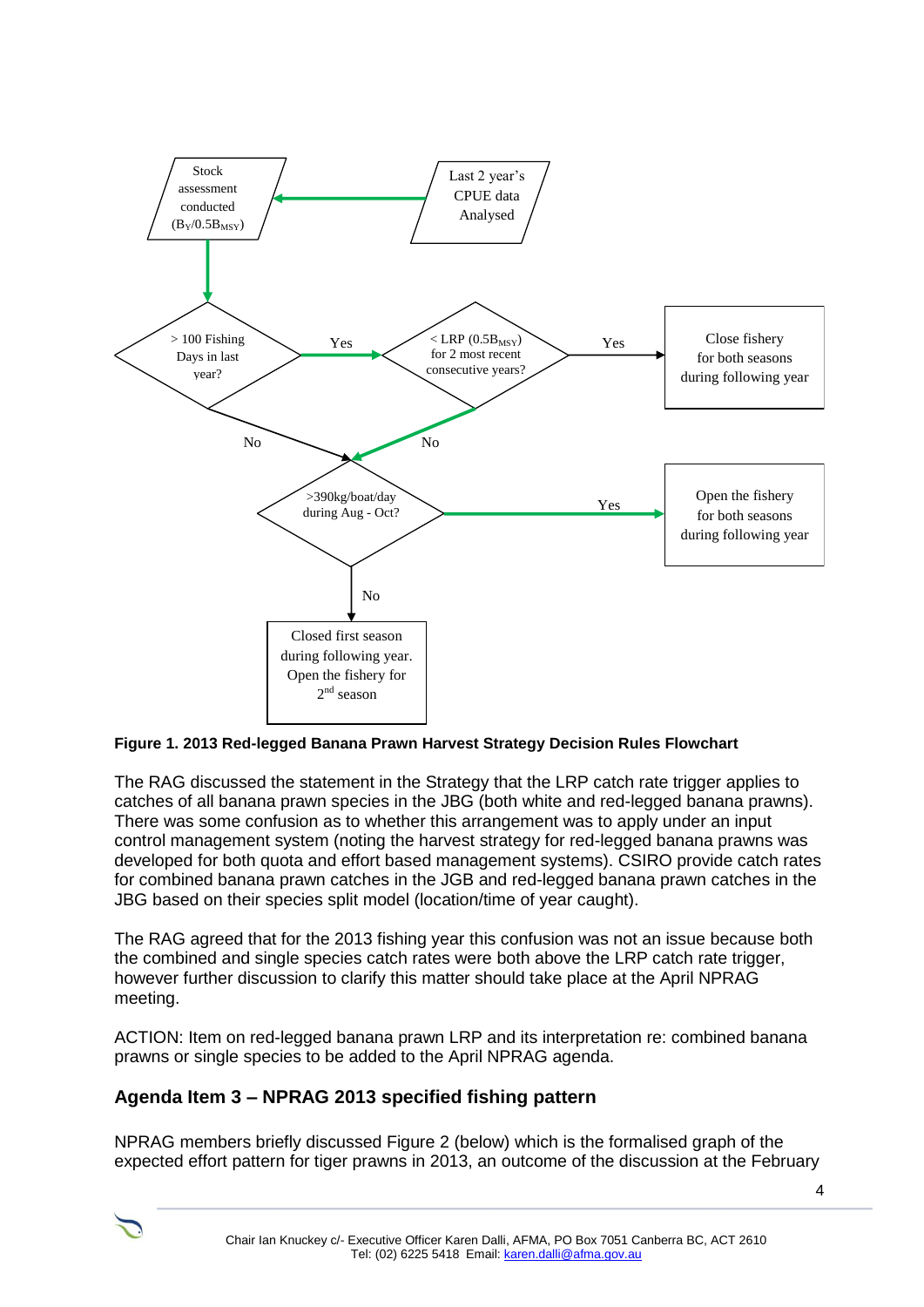Stock assessment conducted ($B_Y/0.5B_{MSY}$)

Last 2 year's CPUE data Analysed

> 100 Fishing Days in last year?

Yes

< LRP ($0.5B_{MSY}$) for 2 most recent consecutive years?

Yes

Close fishery for both seasons during following year

No

No

>390kg/boat/day during Aug - Oct?

Yes

Open the fishery for both seasons during following year

No

Closed first season during following year. Open the fishery for 2nd season

**Figure 1. 2013 Red-legged Banana Prawn Harvest Strategy Decision Rules Flowchart**

The RAG discussed the statement in the Strategy that the LRP catch rate trigger applies to catches of all banana prawn species in the JBG (both white and red-legged banana prawns). There was some confusion as to whether this arrangement was to apply under an input control management system (noting the harvest strategy for red-legged banana prawns was developed for both quota and effort based management systems). CSIRO provide catch rates for combined banana prawn catches in the JGB and red-legged banana prawn catches in the JBG based on their species split model (location/time of year caught).

The RAG agreed that for the 2013 fishing year this confusion was not an issue because both the combined and single species catch rates were both above the LRP catch rate trigger, however further discussion to clarify this matter should take place at the April NPRAG meeting.

ACTION: Item on red-legged banana prawn LRP and its interpretation re: combined banana prawns or single species to be added to the April NPRAG agenda.

## Agenda Item 3 – NPRAG 2013 specified fishing pattern

NPRAG members briefly discussed Figure 2 (below) which is the formalised graph of the expected effort pattern for tiger prawns in 2013, an outcome of the discussion at the February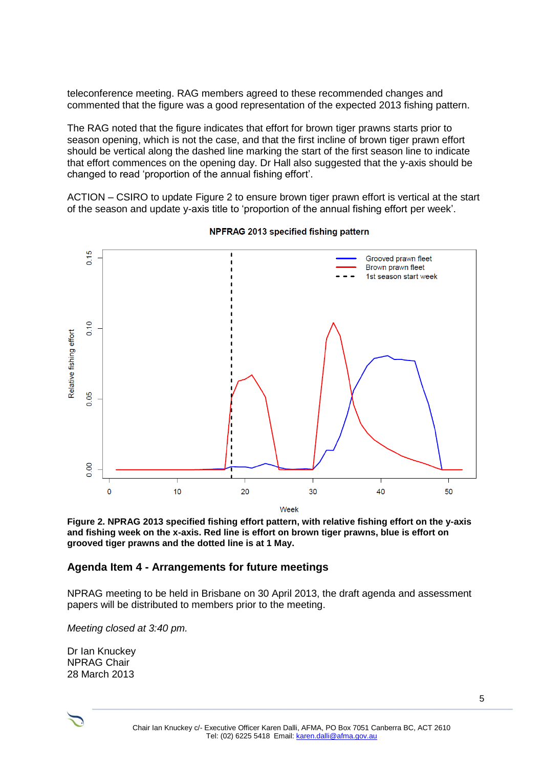teleconference meeting. RAG members agreed to these recommended changes and commented that the figure was a good representation of the expected 2013 fishing pattern.

The RAG noted that the figure indicates that effort for brown tiger prawns starts prior to season opening, which is not the case, and that the first incline of brown tiger prawn effort should be vertical along the dashed line marking the start of the first season line to indicate that effort commences on the opening day. Dr Hall also suggested that the y-axis should be changed to read 'proportion of the annual fishing effort'.

ACTION – CSIRO to update Figure 2 to ensure brown tiger prawn effort is vertical at the start of the season and update y-axis title to 'proportion of the annual fishing effort per week'.

NPFRAG 2013 specified fishing pattern

Grooved prawn fleet
Brown prawn fleet
1st season start week

Relative fishing effort

0.00
0.05
0.10
0.15

Week

0
10
20
30
40
50

**Figure 2. NPRAG 2013 specified fishing effort pattern, with relative fishing effort on the y-axis and fishing week on the x-axis. Red line is effort on brown tiger prawns, blue is effort on grooved tiger prawns and the dotted line is at 1 May.**

### Agenda Item 4 - Arrangements for future meetings

NPRAG meeting to be held in Brisbane on 30 April 2013, the draft agenda and assessment papers will be distributed to members prior to the meeting.

*Meeting closed at 3:40 pm.*

Dr Ian Knuckey
NPRAG Chair
28 March 2013

Chair Ian Knuckey c/- Executive Officer Karen Dalli, AFMA, PO Box 7051 Canberra BC, ACT 2610
Tel: (02) 6225 5418 Email: karen.dalli@afma.gov.au